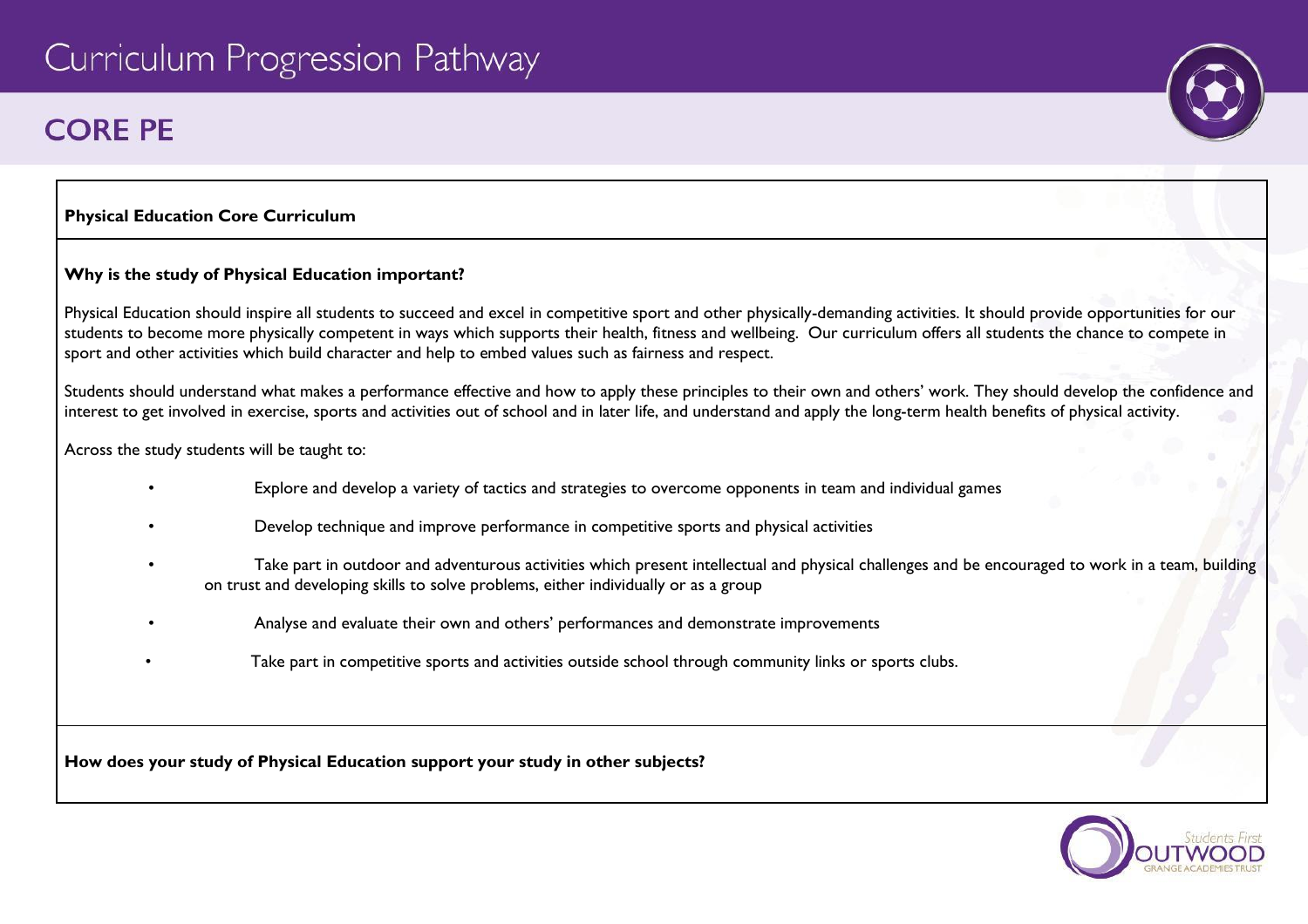# Curriculum Progression Pathway

## CORE PE

**Physical Education Core Curriculum**

**Why is the study of Physical Education important?**

Physical Education should inspire all students to succeed and excel in competitive sport and other physically-demanding activities. It should provide opportunities for our students to become more physically competent in ways which supports their health, fitness and wellbeing. Our curriculum offers all students the chance to compete in sport and other activities which build character and help to embed values such as fairness and respect.

Students should understand what makes a performance effective and how to apply these principles to their own and others' work. They should develop the confidence and interest to get involved in exercise, sports and activities out of school and in later life, and understand and apply the long-term health benefits of physical activity.

Across the study students will be taught to:

- Explore and develop a variety of tactics and strategies to overcome opponents in team and individual games
- Develop technique and improve performance in competitive sports and physical activities
- Take part in outdoor and adventurous activities which present intellectual and physical challenges and be encouraged to work in a team, building on trust and developing skills to solve problems, either individually or as a group
- Analyse and evaluate their own and others' performances and demonstrate improvements
- Take part in competitive sports and activities outside school through community links or sports clubs.

**How does your study of Physical Education support your study in other subjects?**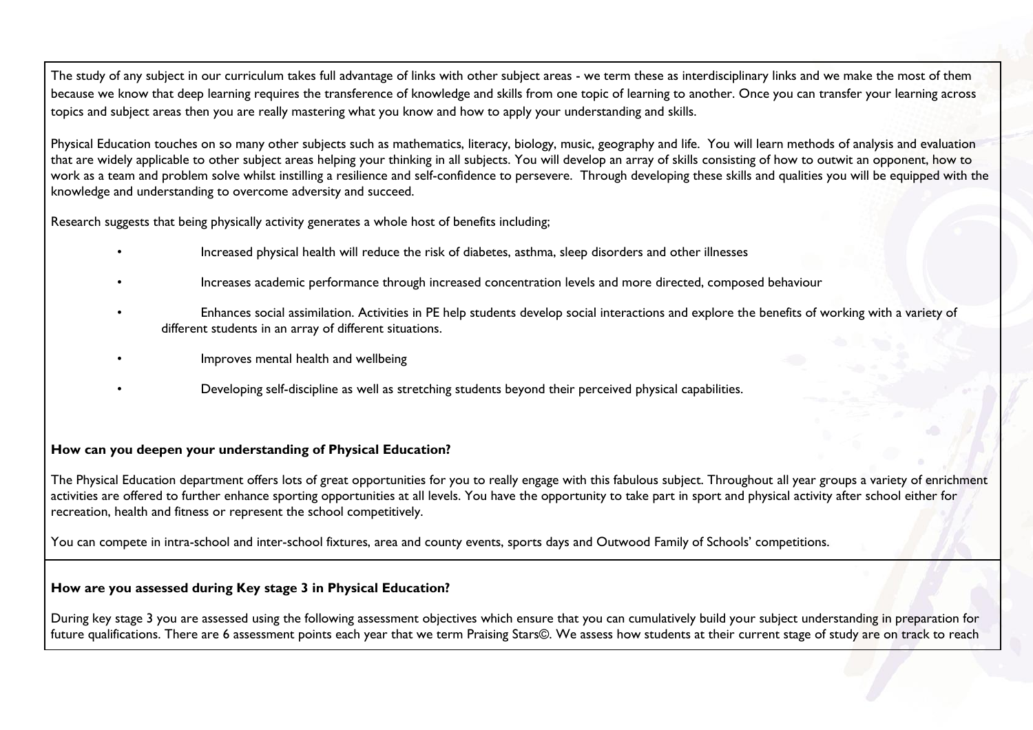The study of any subject in our curriculum takes full advantage of links with other subject areas - we term these as interdisciplinary links and we make the most of them because we know that deep learning requires the transference of knowledge and skills from one topic of learning to another. Once you can transfer your learning across topics and subject areas then you are really mastering what you know and how to apply your understanding and skills.

Physical Education touches on so many other subjects such as mathematics, literacy, biology, music, geography and life. You will learn methods of analysis and evaluation that are widely applicable to other subject areas helping your thinking in all subjects. You will develop an array of skills consisting of how to outwit an opponent, how to work as a team and problem solve whilst instilling a resilience and self-confidence to persevere. Through developing these skills and qualities you will be equipped with the knowledge and understanding to overcome adversity and succeed.

Research suggests that being physically activity generates a whole host of benefits including;

- Increased physical health will reduce the risk of diabetes, asthma, sleep disorders and other illnesses
- Increases academic performance through increased concentration levels and more directed, composed behaviour
- Enhances social assimilation. Activities in PE help students develop social interactions and explore the benefits of working with a variety of different students in an array of different situations.
- Improves mental health and wellbeing
- Developing self-discipline as well as stretching students beyond their perceived physical capabilities.

**How can you deepen your understanding of Physical Education?**

The Physical Education department offers lots of great opportunities for you to really engage with this fabulous subject. Throughout all year groups a variety of enrichment activities are offered to further enhance sporting opportunities at all levels. You have the opportunity to take part in sport and physical activity after school either for recreation, health and fitness or represent the school competitively.

You can compete in intra-school and inter-school fixtures, area and county events, sports days and Outwood Family of Schools' competitions.

**How are you assessed during Key stage 3 in Physical Education?**

During key stage 3 you are assessed using the following assessment objectives which ensure that you can cumulatively build your subject understanding in preparation for future qualifications. There are 6 assessment points each year that we term Praising Stars©. We assess how students at their current stage of study are on track to reach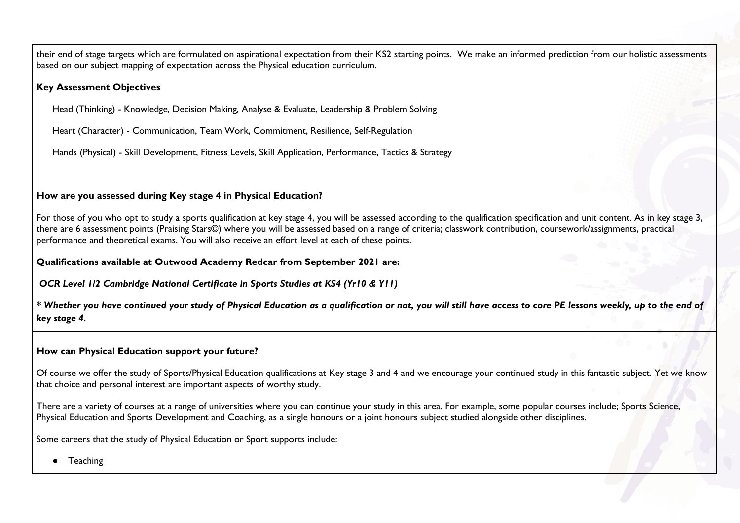their end of stage targets which are formulated on aspirational expectation from their KS2 starting points. We make an informed prediction from our holistic assessments based on our subject mapping of expectation across the Physical education curriculum.

**Key Assessment Objectives**

Head (Thinking) - Knowledge, Decision Making, Analyse & Evaluate, Leadership & Problem Solving

Heart (Character) - Communication, Team Work, Commitment, Resilience, Self-Regulation

Hands (Physical) - Skill Development, Fitness Levels, Skill Application, Performance, Tactics & Strategy

**How are you assessed during Key stage 4 in Physical Education?**

For those of you who opt to study a sports qualification at key stage 4, you will be assessed according to the qualification specification and unit content. As in key stage 3, there are 6 assessment points (Praising Stars©) where you will be assessed based on a range of criteria; classwork contribution, coursework/assignments, practical performance and theoretical exams. You will also receive an effort level at each of these points.

**Qualifications available at Outwood Academy Redcar from September 2021 are:**

***OCR Level 1/2 Cambridge National Certificate in Sports Studies at KS4 (Yr10 & Y11)***

***\* Whether you have continued your study of Physical Education as a qualification or not, you will still have access to core PE lessons weekly, up to the end of key stage 4.***

**How can Physical Education support your future?**

Of course we offer the study of Sports/Physical Education qualifications at Key stage 3 and 4 and we encourage your continued study in this fantastic subject. Yet we know that choice and personal interest are important aspects of worthy study.

There are a variety of courses at a range of universities where you can continue your study in this area. For example, some popular courses include; Sports Science, Physical Education and Sports Development and Coaching, as a single honours or a joint honours subject studied alongside other disciplines.

Some careers that the study of Physical Education or Sport supports include:

- Teaching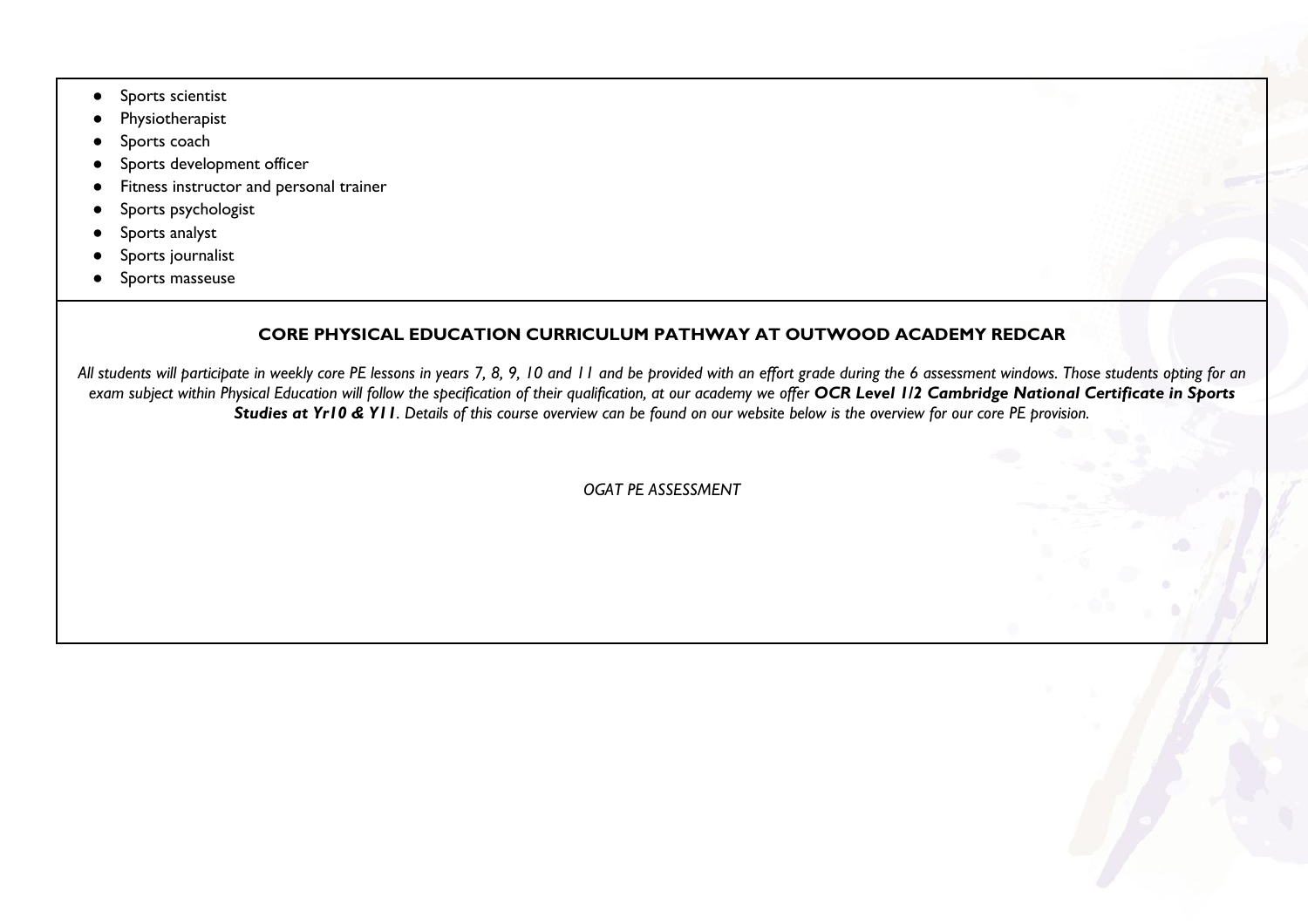- Sports scientist
- Physiotherapist
- Sports coach
- Sports development officer
- Fitness instructor and personal trainer
- Sports psychologist
- Sports analyst
- Sports journalist
- Sports masseuse

## CORE PHYSICAL EDUCATION CURRICULUM PATHWAY AT OUTWOOD ACADEMY REDCAR

*All students will participate in weekly core PE lessons in years 7, 8, 9, 10 and 11 and be provided with an effort grade during the 6 assessment windows. Those students opting for an exam subject within Physical Education will follow the specification of their qualification, at our academy we offer* ***OCR Level 1/2 Cambridge National Certificate in Sports Studies at Yr10 & Y11****. Details of this course overview can be found on our website below is the overview for our core PE provision.*

*OGAT PE ASSESSMENT*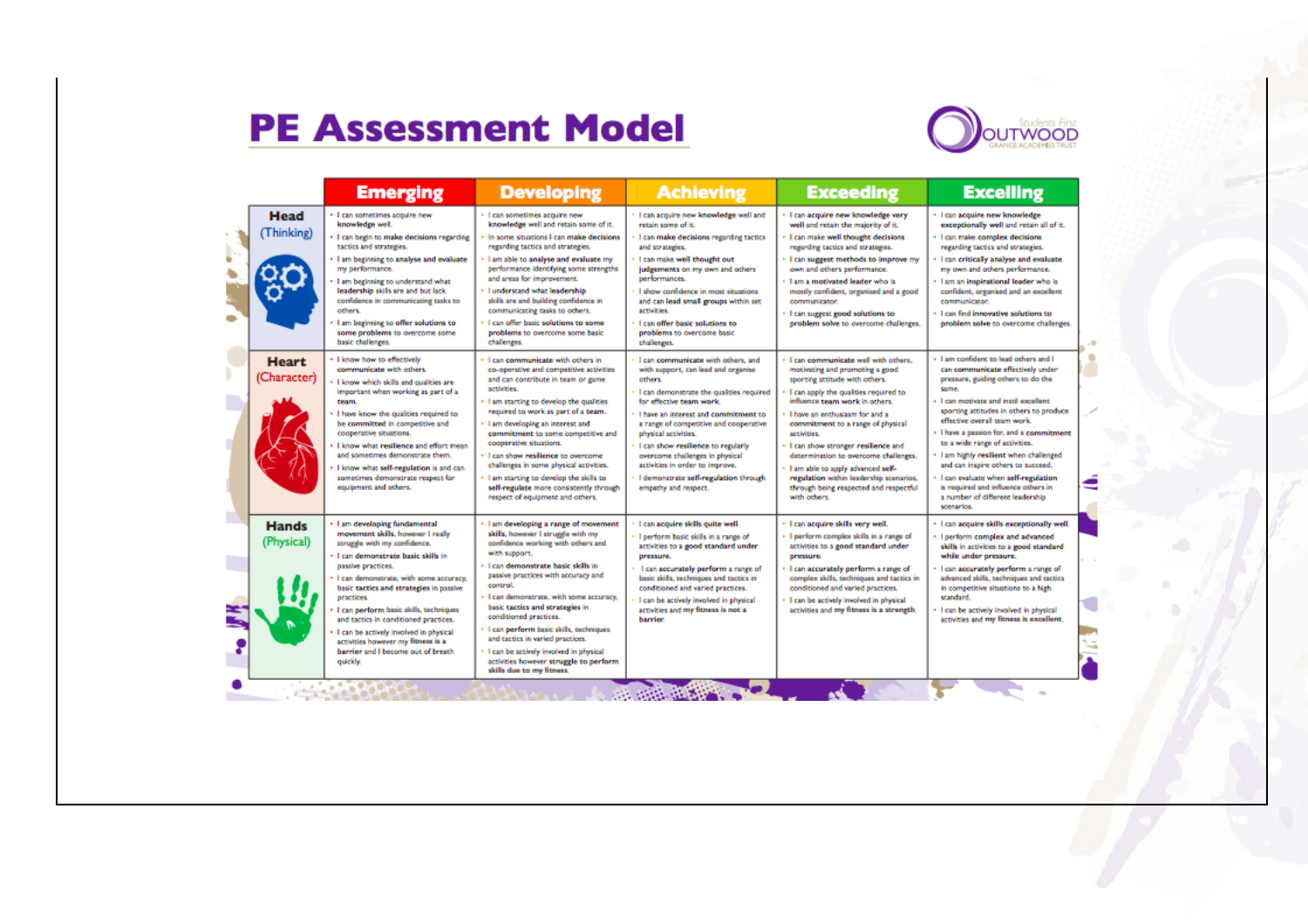# PE Assessment Model

| | Emerging | Developing | Achieving | Exceeding | Excelling |
|---|---|---|---|---|---|
| **Head** (Thinking) | • I can sometimes acquire new **knowledge** well.<br>• I can begin to **make decisions** regarding tactics and strategies.<br>• I am beginning to **analyse and evaluate** my performance.<br>• I am beginning to understand what **leadership** skills are and but lack confidence in communicating tasks to others.<br>• I am beginning to **offer solutions to some problems** to overcome some basic challenges. | • I can sometimes acquire new **knowledge** well and retain some of it.<br>• In some situations I can **make decisions** regarding tactics and strategies.<br>• I am able to **analyse and evaluate** my performance identifying some strengths and areas for improvement.<br>• I understand what **leadership** skills are and building confidence in communicating tasks to others.<br>• I can offer basic **solutions** to some **problems** to overcome some basic challenges. | • I can acquire new **knowledge** well and retain some of it.<br>• I can **make decisions** regarding tactics and strategies.<br>• I can make **well thought out judgements** on my own and others performances.<br>• I show confidence in most situations and can **lead small groups** within set activities.<br>• I can **offer basic solutions** to **problems** to overcome basic challenges. | • I can **acquire new knowledge very well** and retain the majority of it.<br>• I can make **well thought decisions** regarding tactics and strategies.<br>• I can **suggest methods to improve** my own and others performance.<br>• I am a **motivated leader** who is mostly confident, organised and a good communicator.<br>• I can suggest **good solutions** to **problem solve** to overcome challenges. | • I can **acquire new knowledge exceptionally well** and retain all of it.<br>• I can make **complex decisions** regarding tactics and strategies.<br>• I can **critically analyse and evaluate** my own and others performance.<br>• I am an **inspirational leader** who is confident, organised and an excellent communicator.<br>• I can find **innovative solutions** to **problem solve** to overcome challenges. |
| **Heart** (Character) | • I know how to effectively **communicate** with others.<br>• I know which skills and qualities are important when working as part of a **team**.<br>• I have know the qualities required to be **committed** in competitive and cooperative situations.<br>• I know what **resilience** and effort mean and sometimes demonstrate them.<br>• I know what **self-regulation** is and can sometimes demonstrate respect for equipment and others. | • I can **communicate** with others in co-operative and competitive activities and can contribute in team or game activities.<br>• I am starting to develop the qualities required to work as part of a **team**.<br>• I am developing an interest and **commitment** to some competitive and cooperative situations.<br>• I can show **resilience** to overcome challenges in some physical activities.<br>• I am starting to develop the skills to **self-regulate** more consistently through respect of equipment and others. | • I can **communicate** with others, and with support, can lead and organise others.<br>• I can demonstrate the qualities required for **effective team work**.<br>• I have an interest and **commitment** to a range of competitive and cooperative physical activities.<br>• I can show **resilience** to regularly overcome challenges in physical activities in order to improve.<br>• I demonstrate **self-regulation** through empathy and respect. | • I can **communicate** well with others, motivating and promoting a good sporting attitude with others.<br>• I can apply the qualities required to influence **team work** in others.<br>• I have an enthusiasm for and a **commitment** to a range of physical activities.<br>• I can show stronger **resilience** and determination to overcome challenges.<br>• I am able to apply advanced **self-regulation** within leadership scenarios, through being respected and respectful with others. | • I am confident to lead others and I can **communicate** effectively under pressure, guiding others to do the same.<br>• I can motivate and instil excellent sporting attitudes in others to produce effective overall **team work**.<br>• I have a passion for, and a **commitment** to a wide range of activities.<br>• I am highly **resilient** when challenged and can inspire others to succeed.<br>• I can evaluate when **self-regulation** is required and influence others in a number of different leadership scenarios. |
| **Hands** (Physical) | • I am developing fundamental **movement skills**, however I really struggle with my confidence.<br>• I can **demonstrate basic skills** in passive practices.<br>• I can demonstrate, with some accuracy, basic **tactics and strategies** in passive practices.<br>• I can **perform** basic skills, techniques and tactics in conditioned practices.<br>• I can be actively involved in physical activities however my **fitness** is a **barrier** and I become out of breath quickly. | • I am **developing** a range of **movement skills**, however I struggle with my confidence working with others and with support.<br>• I can **demonstrate basic skills** in passive practices with accuracy and control.<br>• I can demonstrate, with some accuracy, basic **tactics and strategies** in conditioned practices.<br>• I can **perform** basic skills, techniques and tactics in varied practices.<br>• I can be actively involved in physical activities however **struggle to perform skills due to my fitness**. | • I can **acquire skills quite well**.<br>• I **perform** basic skills in a range of activities to **a good standard under pressure**.<br>• I can **accurately perform** a range of basic skills, techniques and tactics in conditioned and varied practices.<br>• I can be actively involved in physical activities and **my fitness is not a barrier**. | • I can **acquire skills very well**.<br>• I **perform** complex skills in a range of activities to **a good standard under pressure**.<br>• I can **accurately perform** a range of complex skills, techniques and tactics in conditioned and varied practices.<br>• I can be actively involved in physical activities and **my fitness is a strength**. | • I can **acquire skills exceptionally well**.<br>• I **perform complex and advanced skills** in activities to **a good standard while under pressure**.<br>• I can **accurately perform** a range of advanced skills, techniques and tactics in competitive situations to a high standard.<br>• I can be actively involved in physical activities and **my fitness is excellent**. |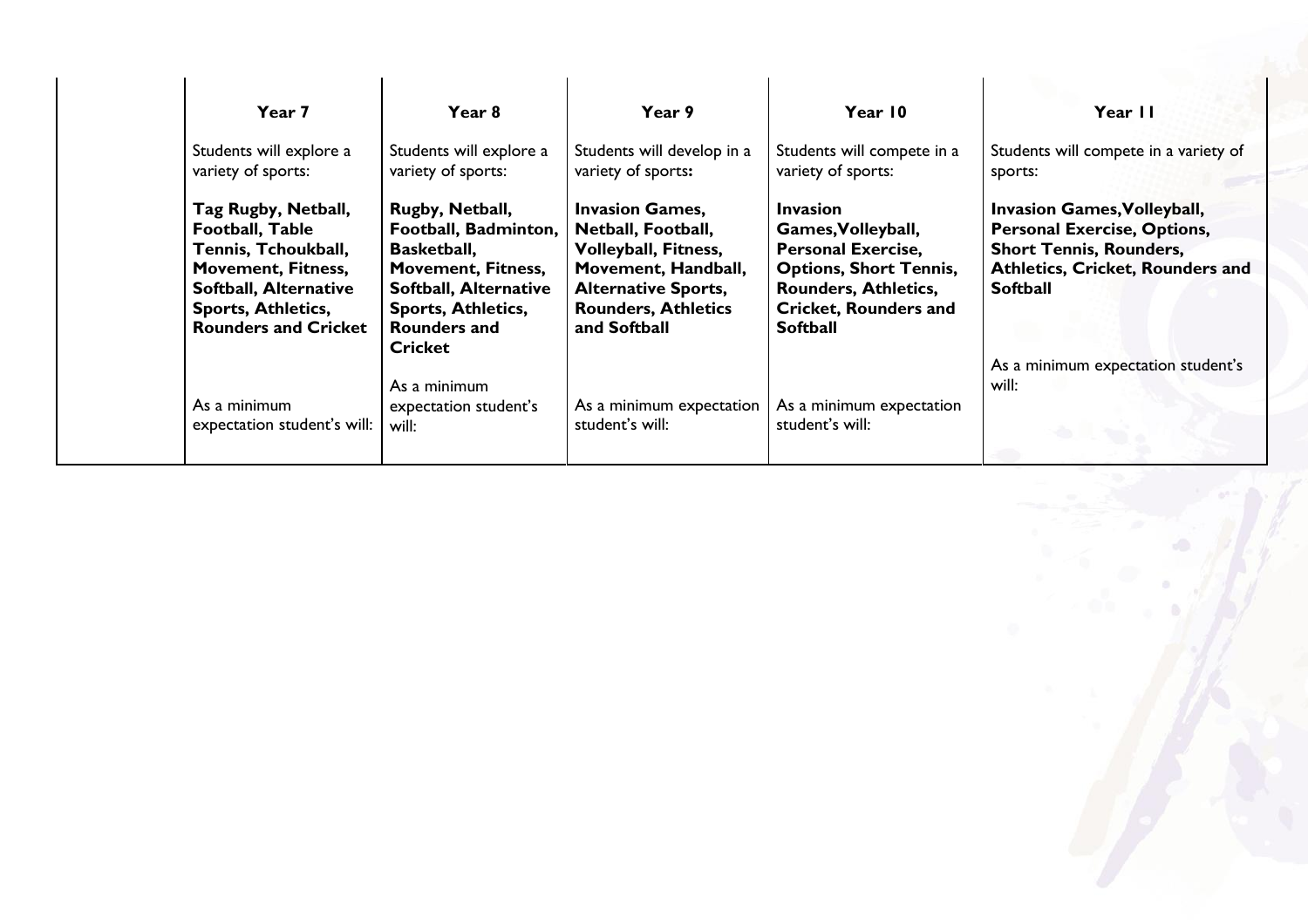| | Year 7 | Year 8 | Year 9 | Year 10 | Year 11 |
|---|---|---|---|---|---|
| | Students will explore a variety of sports:<br><br>**Tag Rugby, Netball, Football, Table Tennis, Tchoukball, Movement, Fitness, Softball, Alternative Sports, Athletics, Rounders and Cricket**<br><br>As a minimum expectation student's will: | Students will explore a variety of sports:<br><br>**Rugby, Netball, Football, Badminton, Basketball, Movement, Fitness, Softball, Alternative Sports, Athletics, Rounders and Cricket**<br><br>As a minimum expectation student's will: | Students will develop in a variety of sports**:**<br><br>**Invasion Games, Netball, Football, Volleyball, Fitness, Movement, Handball, Alternative Sports, Rounders, Athletics and Softball**<br><br>As a minimum expectation student's will: | Students will compete in a variety of sports:<br><br>**Invasion Games,Volleyball, Personal Exercise, Options, Short Tennis, Rounders, Athletics, Cricket, Rounders and Softball**<br><br>As a minimum expectation student's will: | Students will compete in a variety of sports:<br><br>**Invasion Games,Volleyball, Personal Exercise, Options, Short Tennis, Rounders, Athletics, Cricket, Rounders and Softball**<br><br>As a minimum expectation student's will: |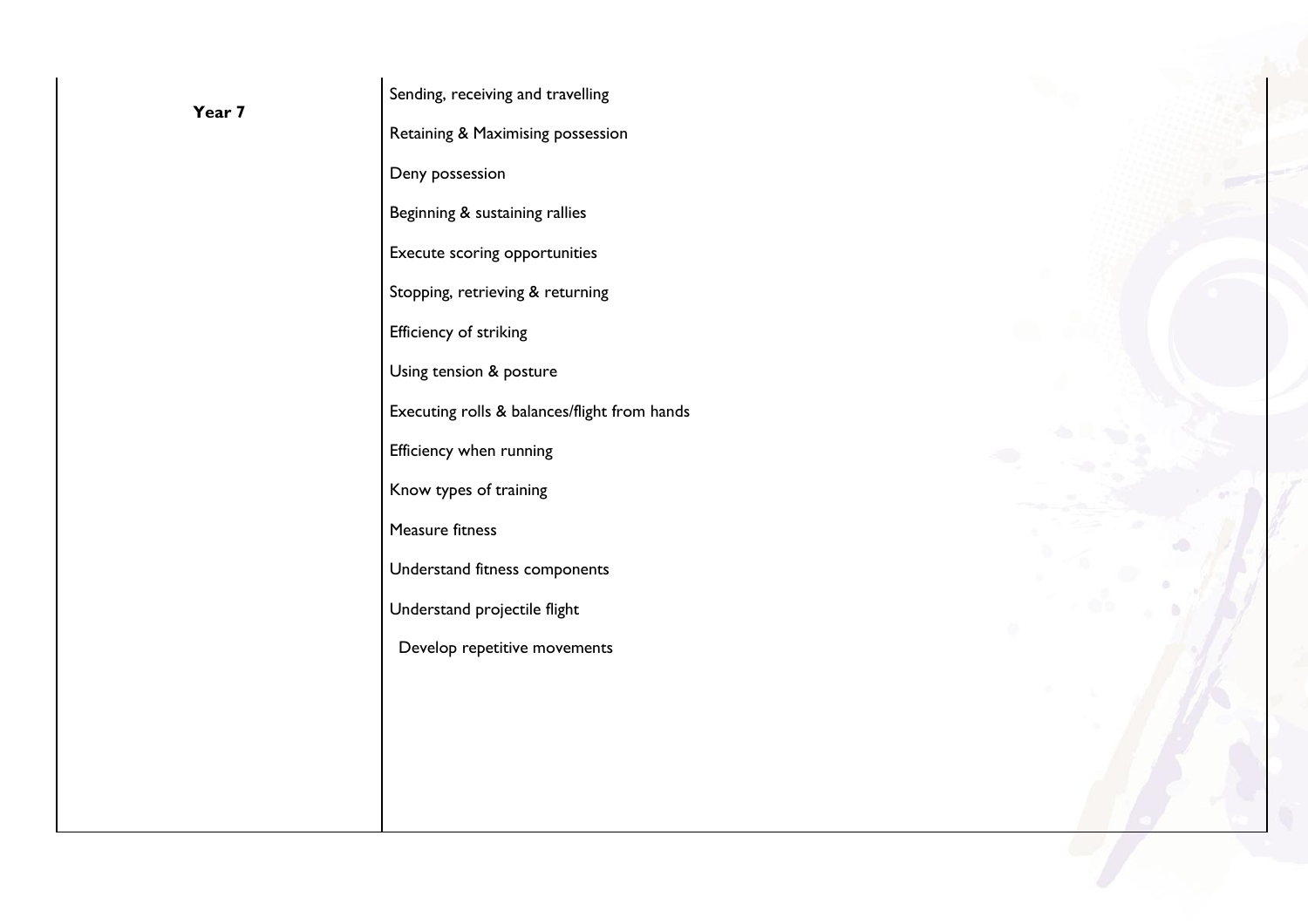| | |
|---|---|
| **Year 7** | Sending, receiving and travelling<br><br>Retaining & Maximising possession<br><br>Deny possession<br><br>Beginning & sustaining rallies<br><br>Execute scoring opportunities<br><br>Stopping, retrieving & returning<br><br>Efficiency of striking<br><br>Using tension & posture<br><br>Executing rolls & balances/flight from hands<br><br>Efficiency when running<br><br>Know types of training<br><br>Measure fitness<br><br>Understand fitness components<br><br>Understand projectile flight<br><br>Develop repetitive movements |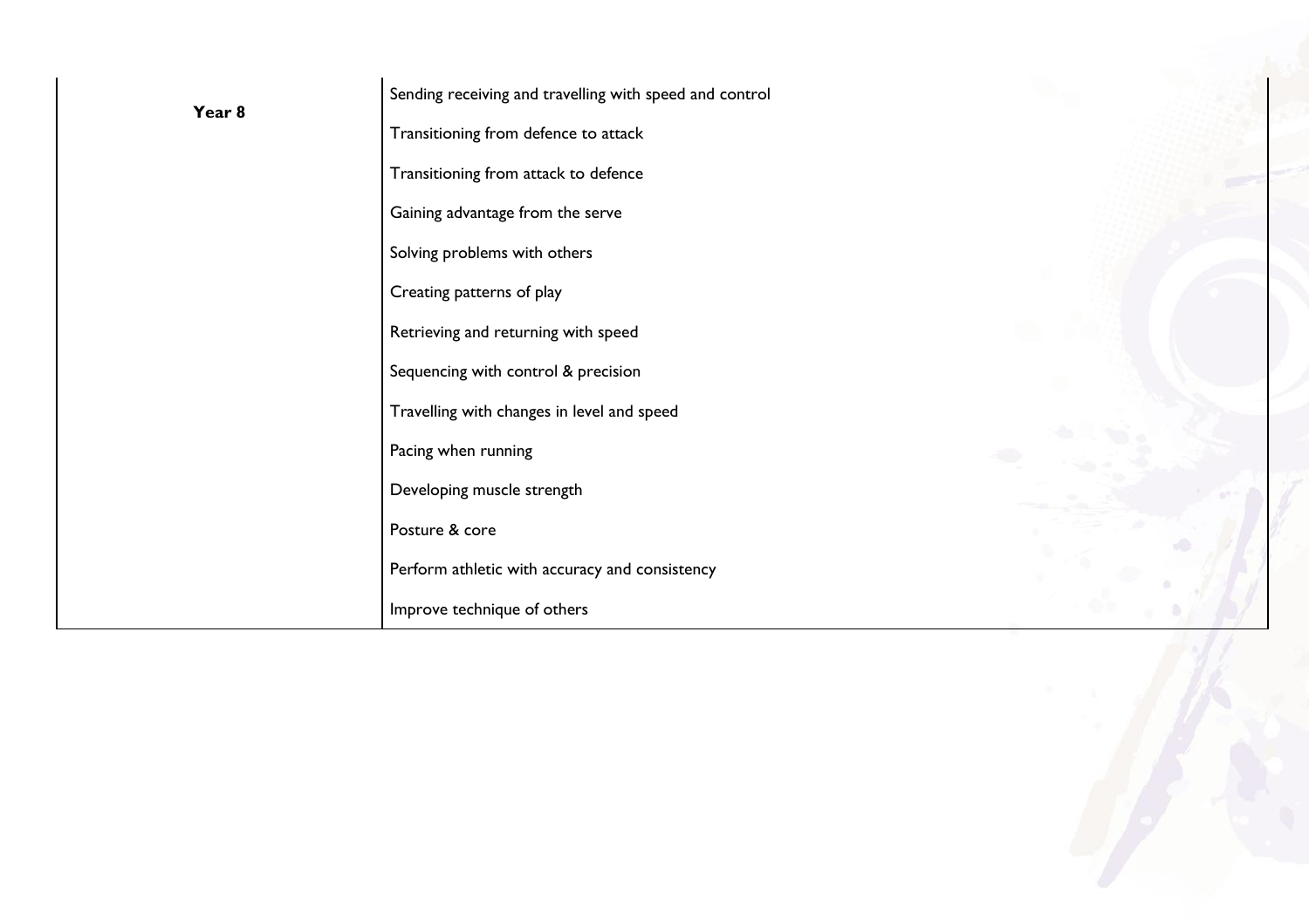| Year 8 | Sending receiving and travelling with speed and control<br>Transitioning from defence to attack<br>Transitioning from attack to defence<br>Gaining advantage from the serve<br>Solving problems with others<br>Creating patterns of play<br>Retrieving and returning with speed<br>Sequencing with control & precision<br>Travelling with changes in level and speed<br>Pacing when running<br>Developing muscle strength<br>Posture & core<br>Perform athletic with accuracy and consistency<br>Improve technique of others |
|---|---|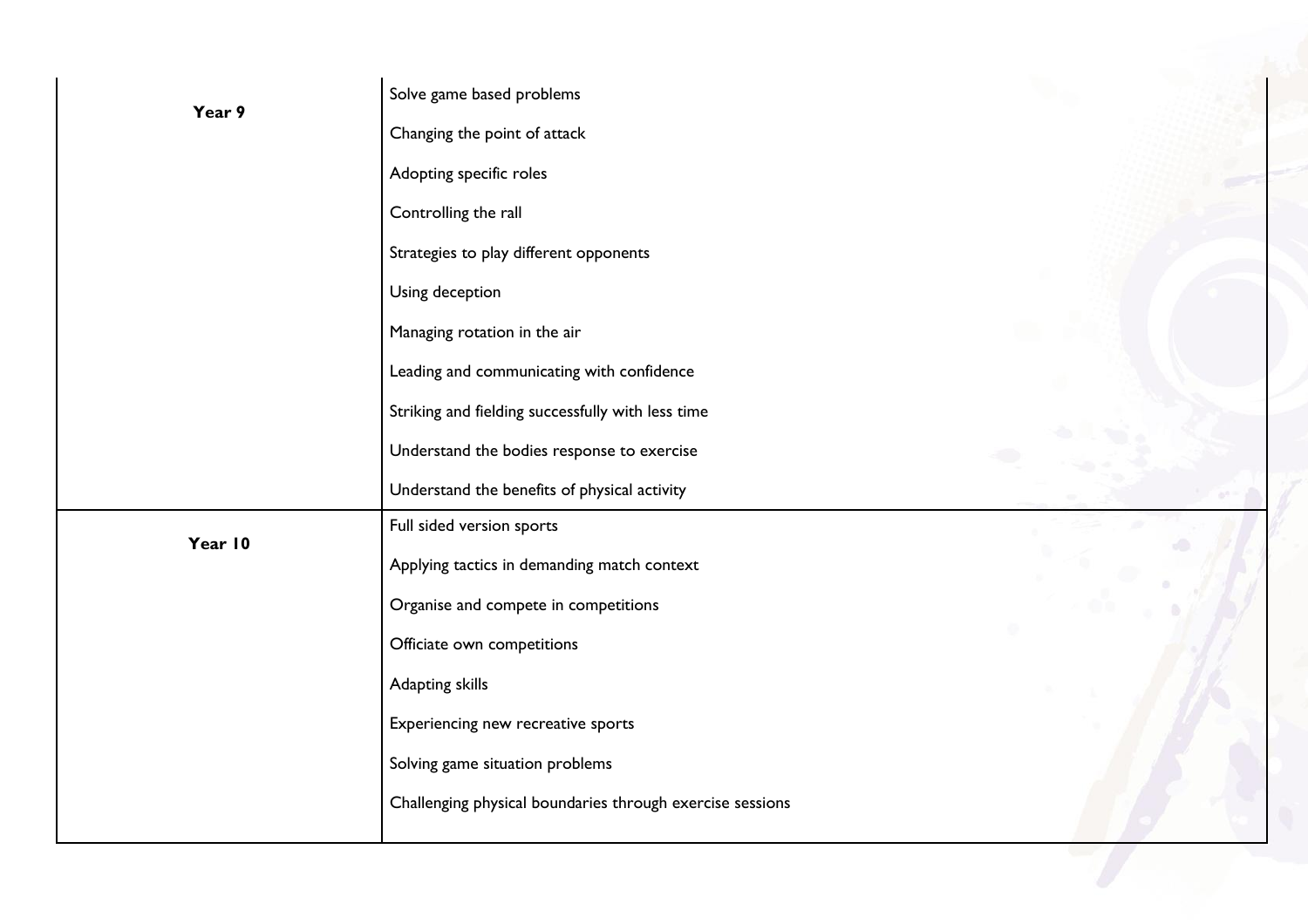| | |
|---|---|
| **Year 9** | Solve game based problems<br>Changing the point of attack<br>Adopting specific roles<br>Controlling the rall<br>Strategies to play different opponents<br>Using deception<br>Managing rotation in the air<br>Leading and communicating with confidence<br>Striking and fielding successfully with less time<br>Understand the bodies response to exercise<br>Understand the benefits of physical activity |
| **Year 10** | Full sided version sports<br>Applying tactics in demanding match context<br>Organise and compete in competitions<br>Officiate own competitions<br>Adapting skills<br>Experiencing new recreative sports<br>Solving game situation problems<br>Challenging physical boundaries through exercise sessions |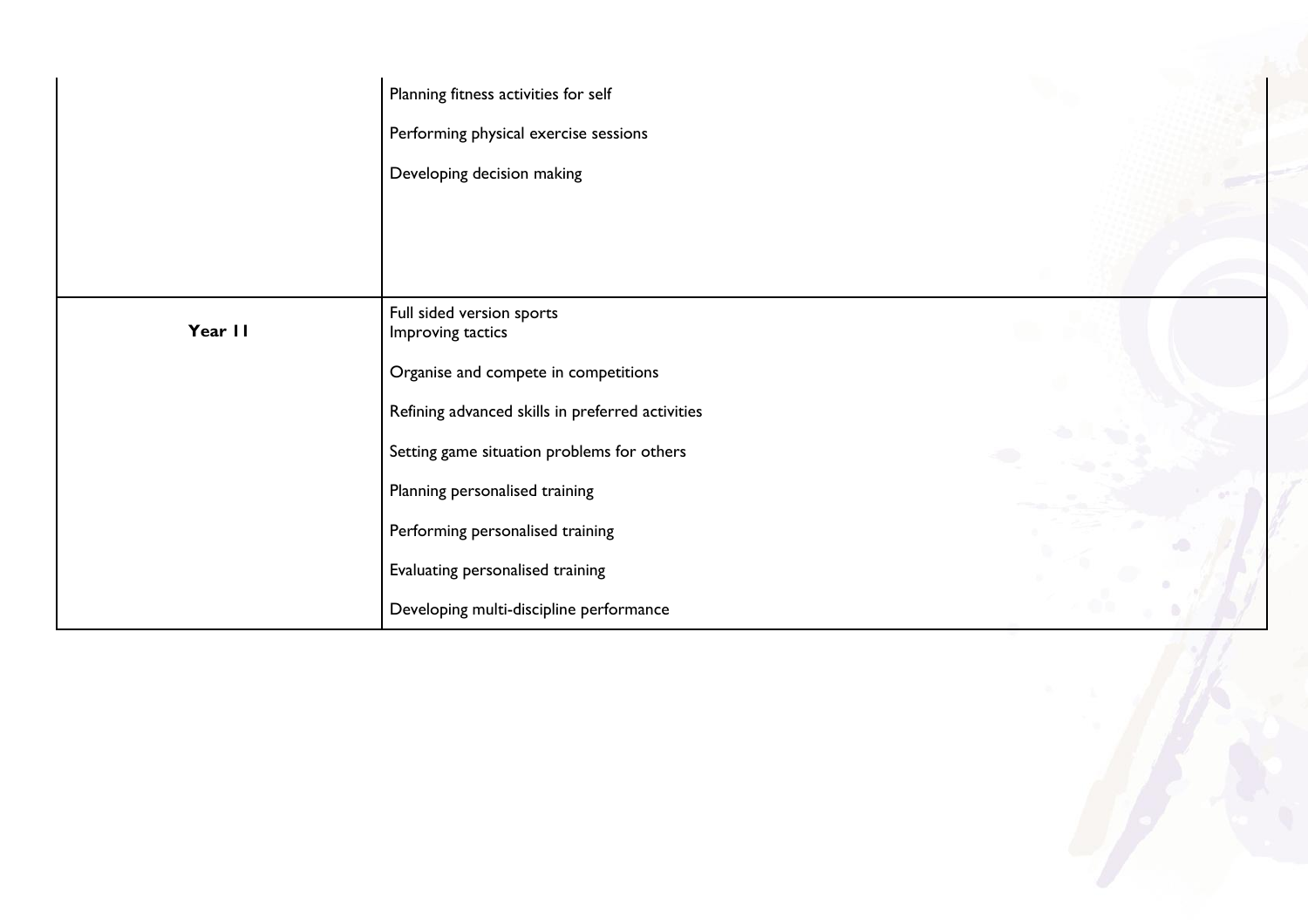| | |
|---|---|
| | Planning fitness activities for self<br><br>Performing physical exercise sessions<br><br>Developing decision making |
| **Year 11** | Full sided version sports<br>Improving tactics<br><br>Organise and compete in competitions<br><br>Refining advanced skills in preferred activities<br><br>Setting game situation problems for others<br><br>Planning personalised training<br><br>Performing personalised training<br><br>Evaluating personalised training<br><br>Developing multi-discipline performance |